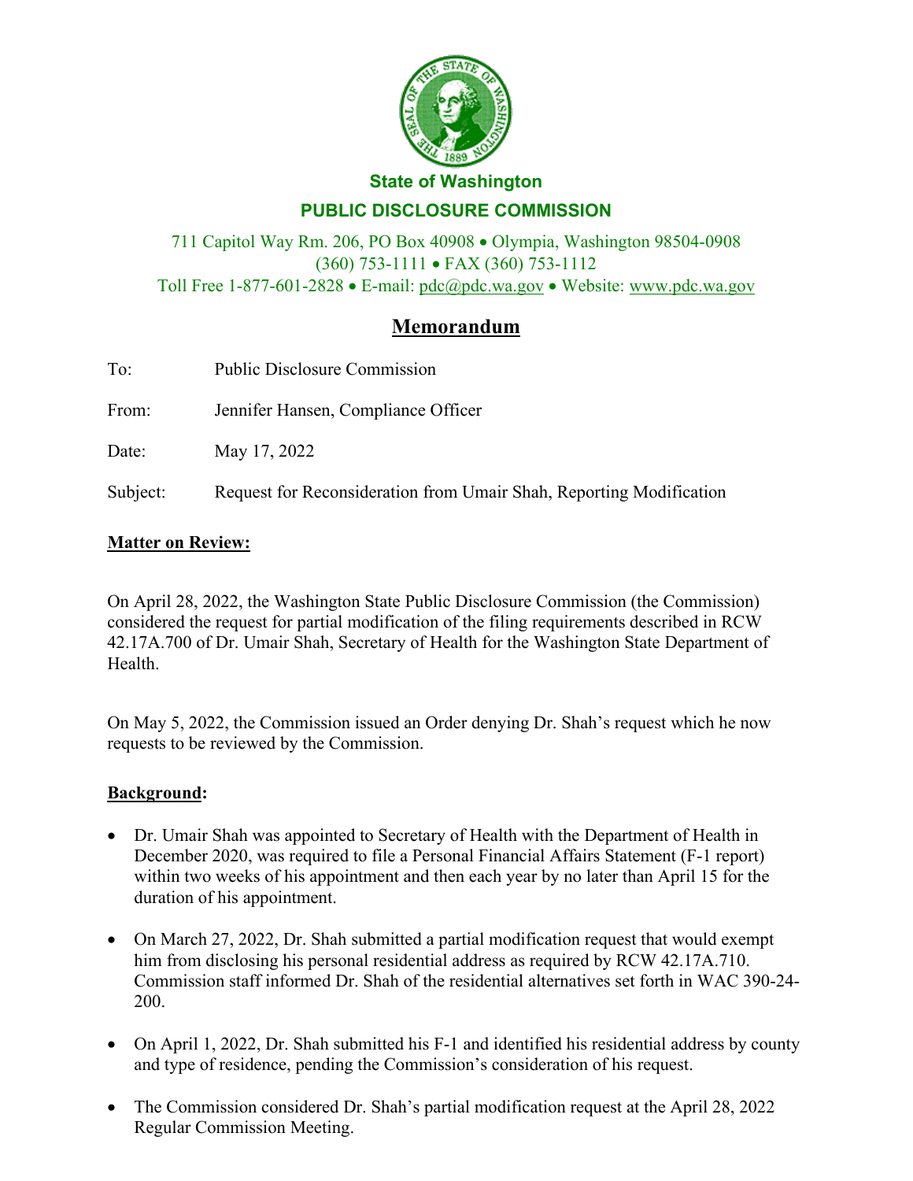State of Washington

**PUBLIC DISCLOSURE COMMISSION**

711 Capitol Way Rm. 206, PO Box 40908 • Olympia, Washington 98504-0908
(360) 753-1111 • FAX (360) 753-1112
Toll Free 1-877-601-2828 • E-mail: pdc@pdc.wa.gov • Website: www.pdc.wa.gov

# Memorandum

To: Public Disclosure Commission

From: Jennifer Hansen, Compliance Officer

Date: May 17, 2022

Subject: Request for Reconsideration from Umair Shah, Reporting Modification

**Matter on Review:**

On April 28, 2022, the Washington State Public Disclosure Commission (the Commission) considered the request for partial modification of the filing requirements described in RCW 42.17A.700 of Dr. Umair Shah, Secretary of Health for the Washington State Department of Health.

On May 5, 2022, the Commission issued an Order denying Dr. Shah's request which he now requests to be reviewed by the Commission.

**Background:**

- Dr. Umair Shah was appointed to Secretary of Health with the Department of Health in December 2020, was required to file a Personal Financial Affairs Statement (F-1 report) within two weeks of his appointment and then each year by no later than April 15 for the duration of his appointment.
- On March 27, 2022, Dr. Shah submitted a partial modification request that would exempt him from disclosing his personal residential address as required by RCW 42.17A.710. Commission staff informed Dr. Shah of the residential alternatives set forth in WAC 390-24-200.
- On April 1, 2022, Dr. Shah submitted his F-1 and identified his residential address by county and type of residence, pending the Commission's consideration of his request.
- The Commission considered Dr. Shah's partial modification request at the April 28, 2022 Regular Commission Meeting.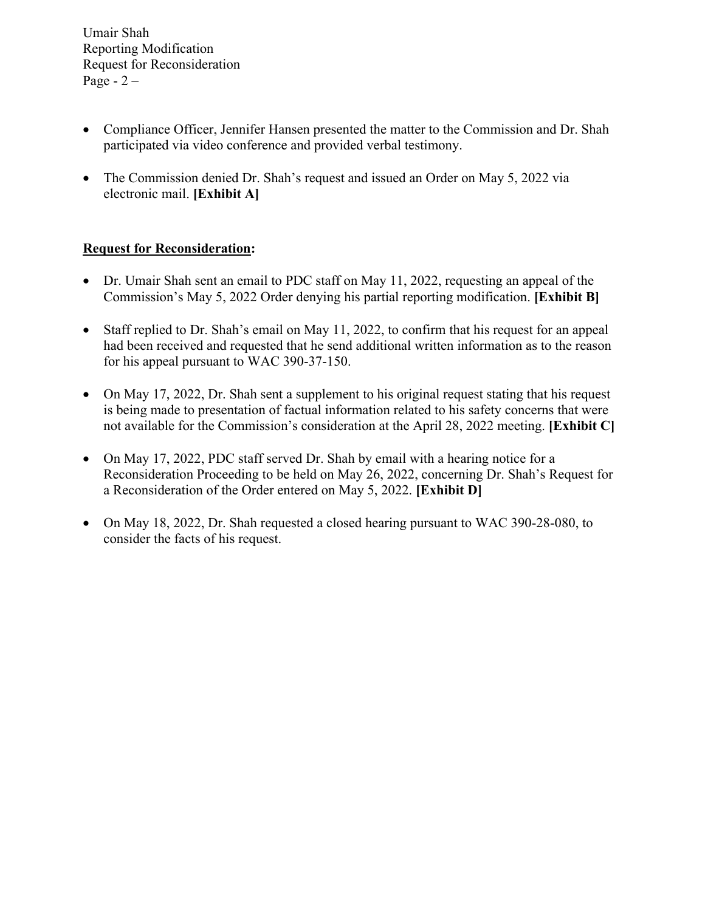- Compliance Officer, Jennifer Hansen presented the matter to the Commission and Dr. Shah participated via video conference and provided verbal testimony.

- The Commission denied Dr. Shah's request and issued an Order on May 5, 2022 via electronic mail. **[Exhibit A]**

**<u>Request for Reconsideration</u>:**

- Dr. Umair Shah sent an email to PDC staff on May 11, 2022, requesting an appeal of the Commission's May 5, 2022 Order denying his partial reporting modification. **[Exhibit B]**

- Staff replied to Dr. Shah's email on May 11, 2022, to confirm that his request for an appeal had been received and requested that he send additional written information as to the reason for his appeal pursuant to WAC 390-37-150.

- On May 17, 2022, Dr. Shah sent a supplement to his original request stating that his request is being made to presentation of factual information related to his safety concerns that were not available for the Commission's consideration at the April 28, 2022 meeting. **[Exhibit C]**

- On May 17, 2022, PDC staff served Dr. Shah by email with a hearing notice for a Reconsideration Proceeding to be held on May 26, 2022, concerning Dr. Shah's Request for a Reconsideration of the Order entered on May 5, 2022. **[Exhibit D]**

- On May 18, 2022, Dr. Shah requested a closed hearing pursuant to WAC 390-28-080, to consider the facts of his request.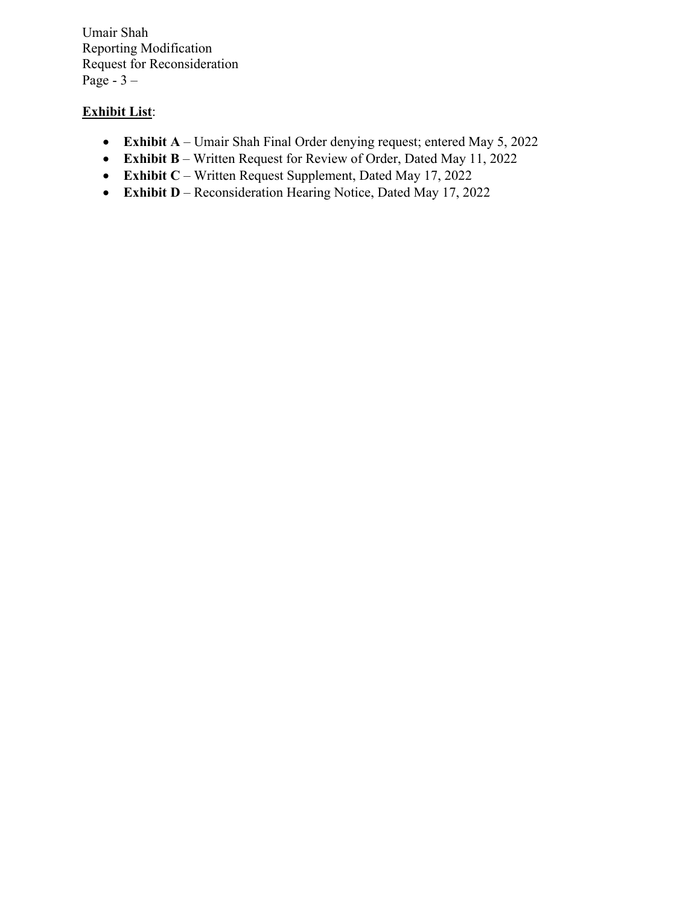**<u>Exhibit List</u>**:

- **Exhibit A** – Umair Shah Final Order denying request; entered May 5, 2022
- **Exhibit B** – Written Request for Review of Order, Dated May 11, 2022
- **Exhibit C** – Written Request Supplement, Dated May 17, 2022
- **Exhibit D** – Reconsideration Hearing Notice, Dated May 17, 2022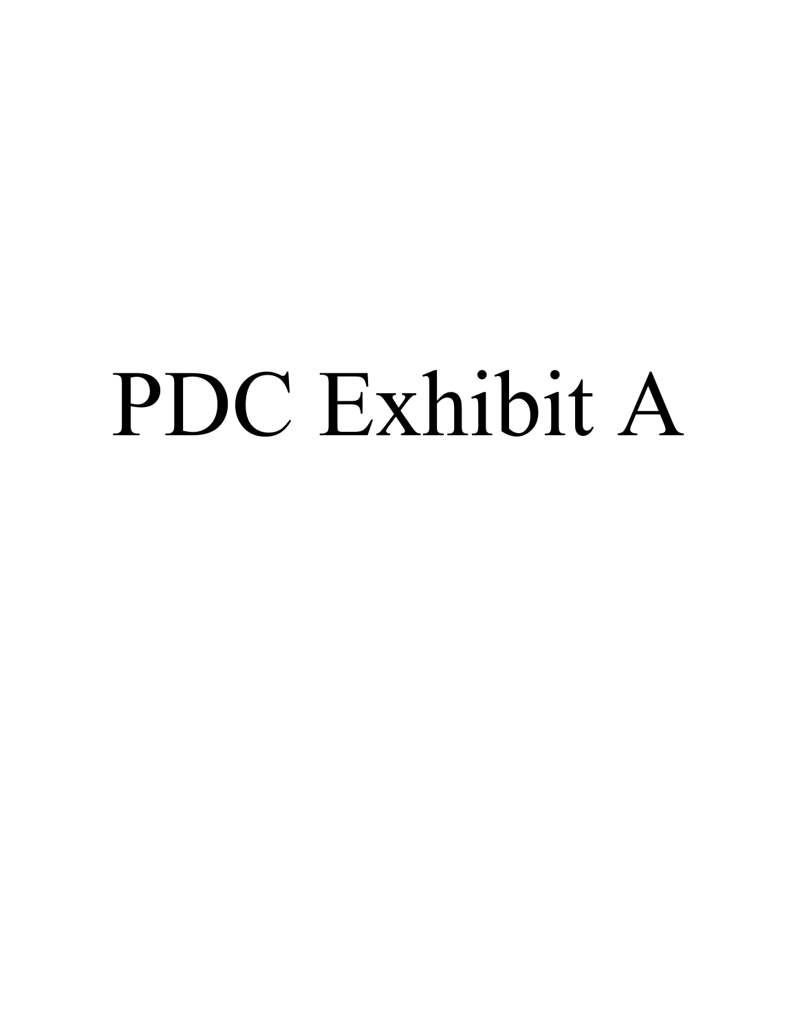# PDC Exhibit A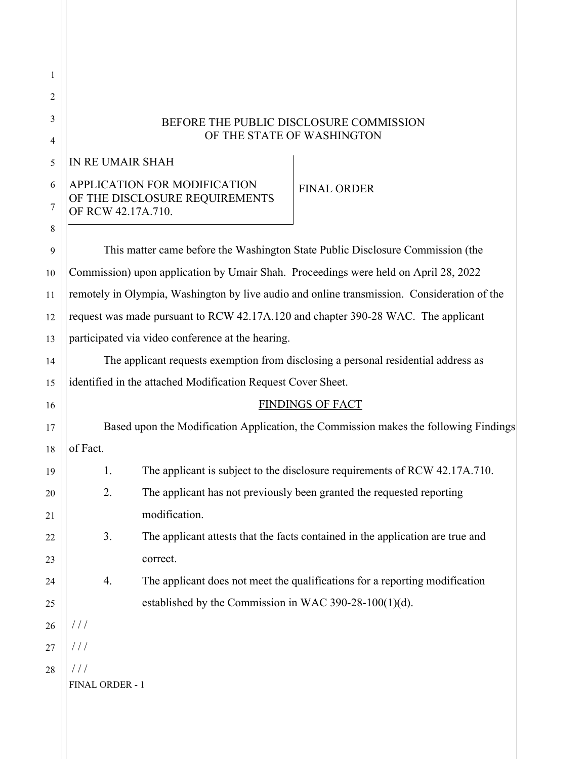BEFORE THE PUBLIC DISCLOSURE COMMISSION
OF THE STATE OF WASHINGTON

| IN RE UMAIR SHAH<br><br>APPLICATION FOR MODIFICATION OF THE DISCLOSURE REQUIREMENTS OF RCW 42.17A.710. | FINAL ORDER |
|---|---|

This matter came before the Washington State Public Disclosure Commission (the Commission) upon application by Umair Shah. Proceedings were held on April 28, 2022 remotely in Olympia, Washington by live audio and online transmission. Consideration of the request was made pursuant to RCW 42.17A.120 and chapter 390-28 WAC. The applicant participated via video conference at the hearing.

The applicant requests exemption from disclosing a personal residential address as identified in the attached Modification Request Cover Sheet.

## FINDINGS OF FACT

Based upon the Modification Application, the Commission makes the following Findings of Fact.

1. The applicant is subject to the disclosure requirements of RCW 42.17A.710.
2. The applicant has not previously been granted the requested reporting modification.
3. The applicant attests that the facts contained in the application are true and correct.
4. The applicant does not meet the qualifications for a reporting modification established by the Commission in WAC 390-28-100(1)(d).

/ / /

/ / /

/ / /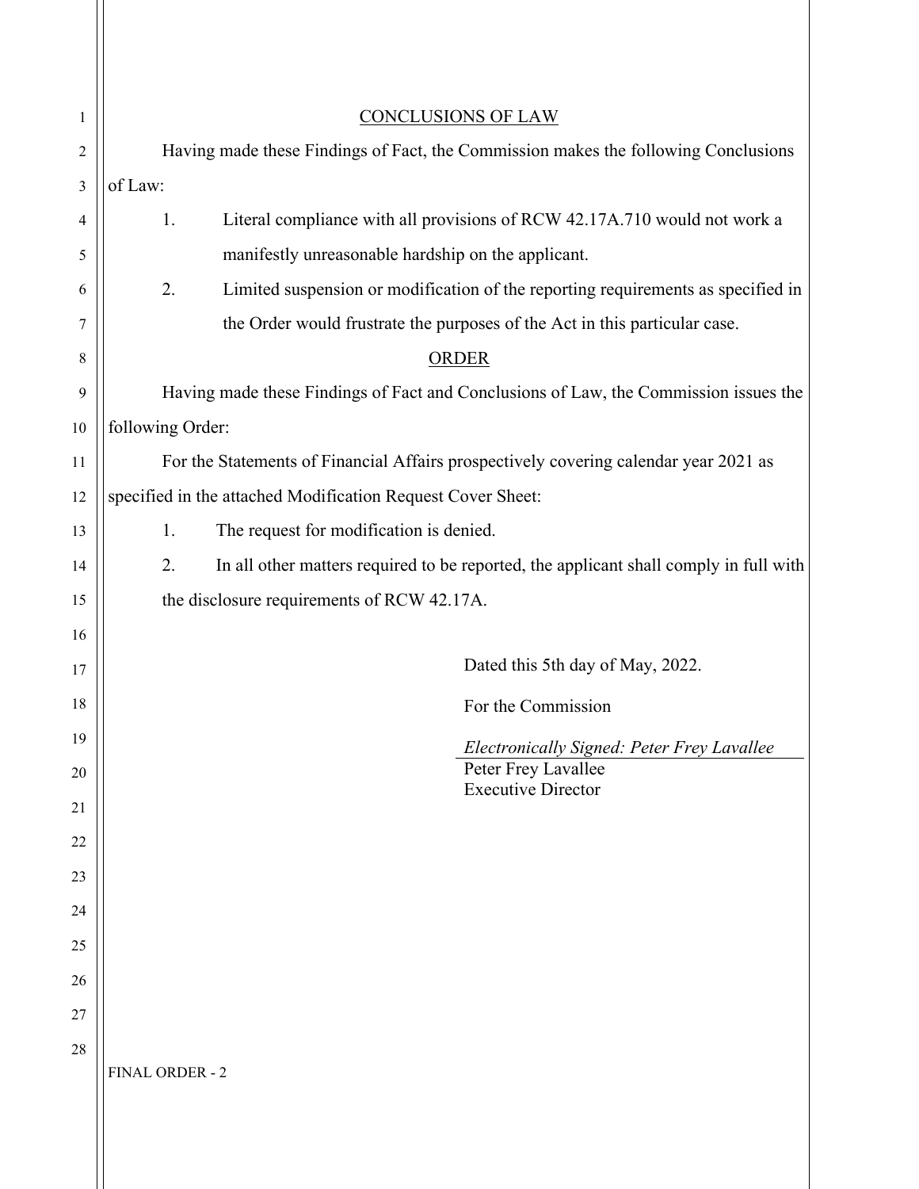## CONCLUSIONS OF LAW

Having made these Findings of Fact, the Commission makes the following Conclusions of Law:

1. Literal compliance with all provisions of RCW 42.17A.710 would not work a manifestly unreasonable hardship on the applicant.
2. Limited suspension or modification of the reporting requirements as specified in the Order would frustrate the purposes of the Act in this particular case.

## ORDER

Having made these Findings of Fact and Conclusions of Law, the Commission issues the following Order:

For the Statements of Financial Affairs prospectively covering calendar year 2021 as specified in the attached Modification Request Cover Sheet:

1. The request for modification is denied.
2. In all other matters required to be reported, the applicant shall comply in full with the disclosure requirements of RCW 42.17A.

Dated this 5th day of May, 2022.

For the Commission

*Electronically Signed: Peter Frey Lavallee*

Peter Frey Lavallee
Executive Director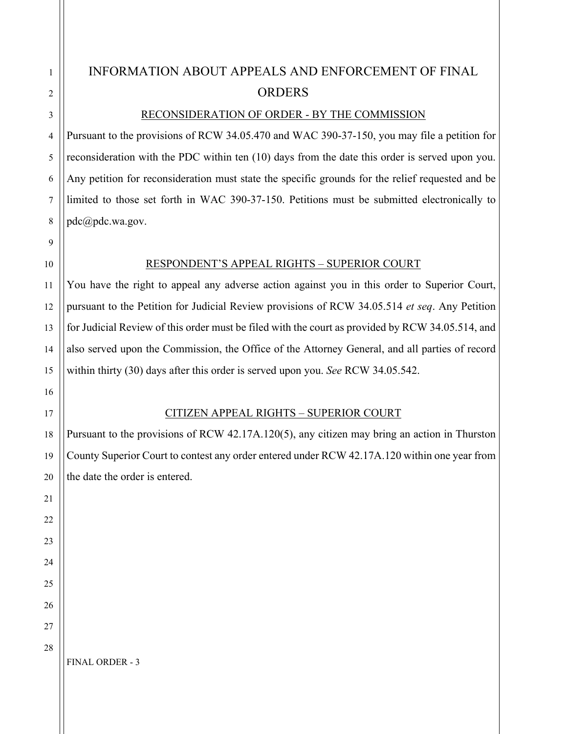# INFORMATION ABOUT APPEALS AND ENFORCEMENT OF FINAL ORDERS

## RECONSIDERATION OF ORDER - BY THE COMMISSION

Pursuant to the provisions of RCW 34.05.470 and WAC 390-37-150, you may file a petition for reconsideration with the PDC within ten (10) days from the date this order is served upon you. Any petition for reconsideration must state the specific grounds for the relief requested and be limited to those set forth in WAC 390-37-150. Petitions must be submitted electronically to pdc@pdc.wa.gov.

## RESPONDENT'S APPEAL RIGHTS – SUPERIOR COURT

You have the right to appeal any adverse action against you in this order to Superior Court, pursuant to the Petition for Judicial Review provisions of RCW 34.05.514 *et seq*. Any Petition for Judicial Review of this order must be filed with the court as provided by RCW 34.05.514, and also served upon the Commission, the Office of the Attorney General, and all parties of record within thirty (30) days after this order is served upon you. *See* RCW 34.05.542.

## CITIZEN APPEAL RIGHTS – SUPERIOR COURT

Pursuant to the provisions of RCW 42.17A.120(5), any citizen may bring an action in Thurston County Superior Court to contest any order entered under RCW 42.17A.120 within one year from the date the order is entered.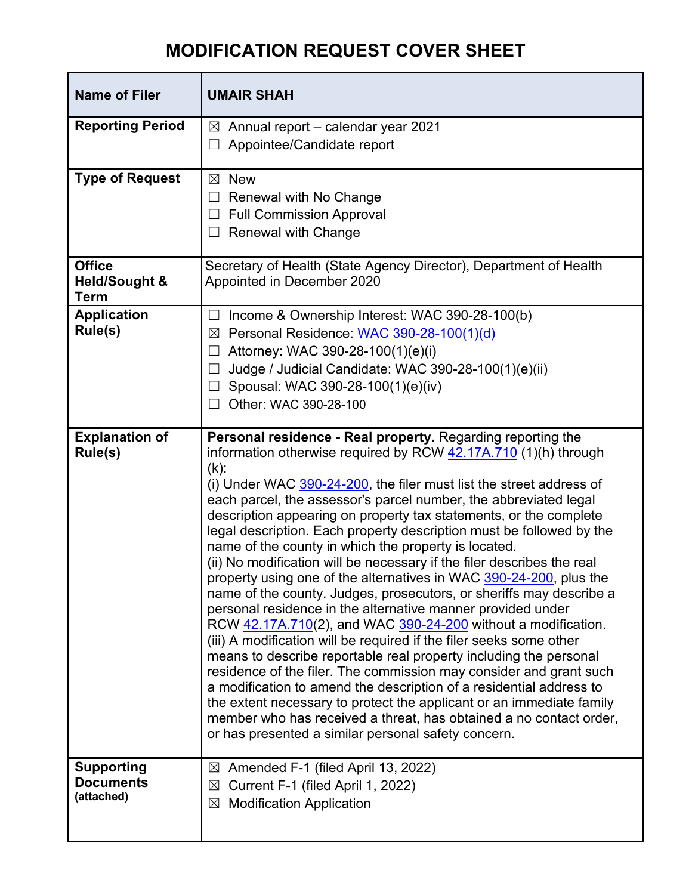# MODIFICATION REQUEST COVER SHEET

| Name of Filer | UMAIR SHAH |
|---|---|
| Reporting Period | ☒ Annual report – calendar year 2021<br>☐ Appointee/Candidate report |
| Type of Request | ☒ New<br>☐ Renewal with No Change<br>☐ Full Commission Approval<br>☐ Renewal with Change |
| Office Held/Sought & Term | Secretary of Health (State Agency Director), Department of Health<br>Appointed in December 2020 |
| Application Rule(s) | ☐ Income & Ownership Interest: WAC 390-28-100(b)<br>☒ Personal Residence: WAC 390-28-100(1)(d)<br>☐ Attorney: WAC 390-28-100(1)(e)(i)<br>☐ Judge / Judicial Candidate: WAC 390-28-100(1)(e)(ii)<br>☐ Spousal: WAC 390-28-100(1)(e)(iv)<br>☐ Other: WAC 390-28-100 |
| Explanation of Rule(s) | **Personal residence - Real property.** Regarding reporting the information otherwise required by RCW 42.17A.710 (1)(h) through (k):<br>(i) Under WAC 390-24-200, the filer must list the street address of each parcel, the assessor's parcel number, the abbreviated legal description appearing on property tax statements, or the complete legal description. Each property description must be followed by the name of the county in which the property is located.<br>(ii) No modification will be necessary if the filer describes the real property using one of the alternatives in WAC 390-24-200, plus the name of the county. Judges, prosecutors, or sheriffs may describe a personal residence in the alternative manner provided under RCW 42.17A.710(2), and WAC 390-24-200 without a modification.<br>(iii) A modification will be required if the filer seeks some other means to describe reportable real property including the personal residence of the filer. The commission may consider and grant such a modification to amend the description of a residential address to the extent necessary to protect the applicant or an immediate family member who has received a threat, has obtained a no contact order, or has presented a similar personal safety concern. |
| Supporting Documents (attached) | ☒ Amended F-1 (filed April 13, 2022)<br>☒ Current F-1 (filed April 1, 2022)<br>☒ Modification Application |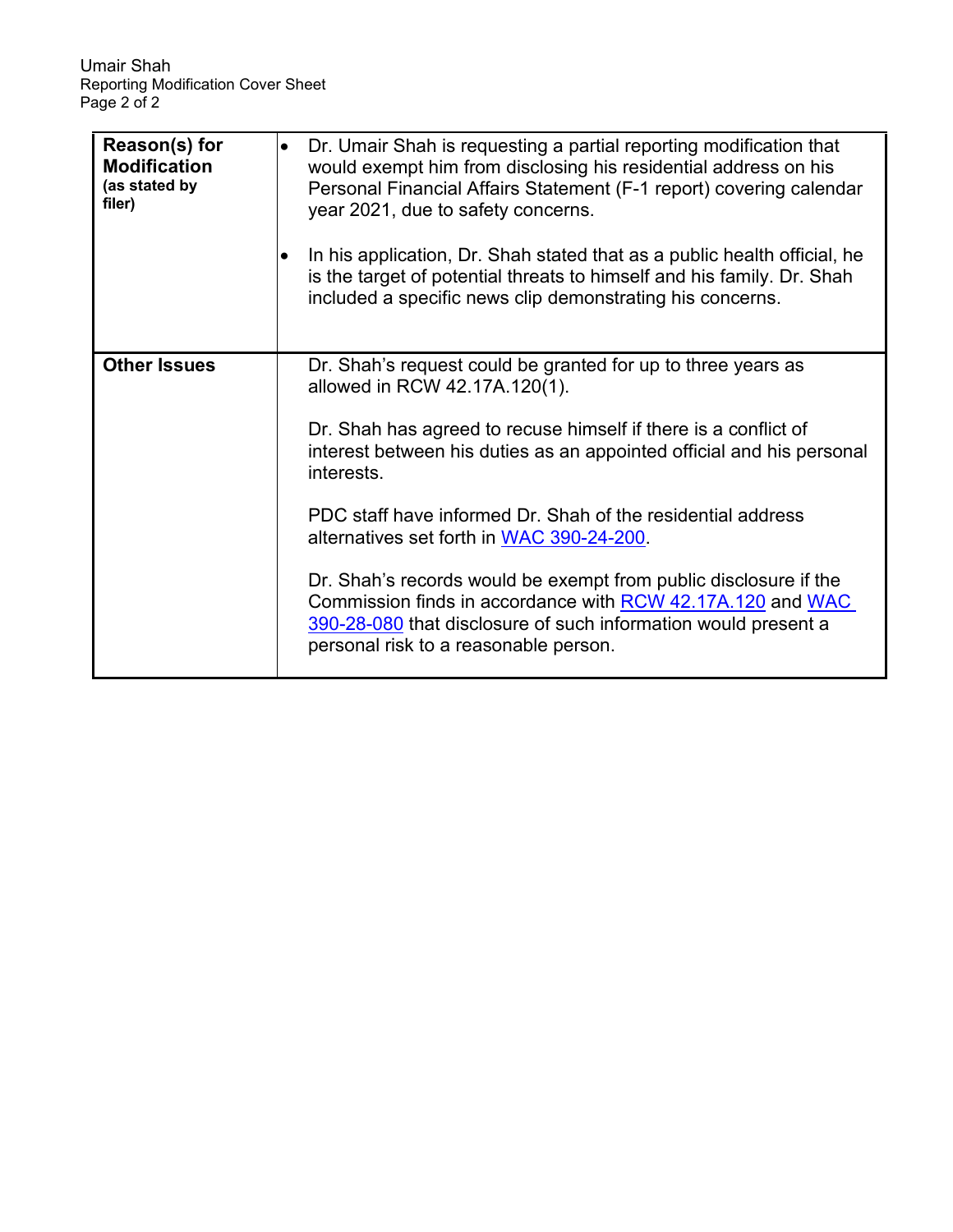| **Reason(s) for Modification** (as stated by filer) | • Dr. Umair Shah is requesting a partial reporting modification that would exempt him from disclosing his residential address on his Personal Financial Affairs Statement (F-1 report) covering calendar year 2021, due to safety concerns.<br><br>• In his application, Dr. Shah stated that as a public health official, he is the target of potential threats to himself and his family. Dr. Shah included a specific news clip demonstrating his concerns. |
|---|---|
| **Other Issues** | Dr. Shah's request could be granted for up to three years as allowed in RCW 42.17A.120(1).<br><br>Dr. Shah has agreed to recuse himself if there is a conflict of interest between his duties as an appointed official and his personal interests.<br><br>PDC staff have informed Dr. Shah of the residential address alternatives set forth in WAC 390-24-200.<br><br>Dr. Shah's records would be exempt from public disclosure if the Commission finds in accordance with RCW 42.17A.120 and WAC 390-28-080 that disclosure of such information would present a personal risk to a reasonable person. |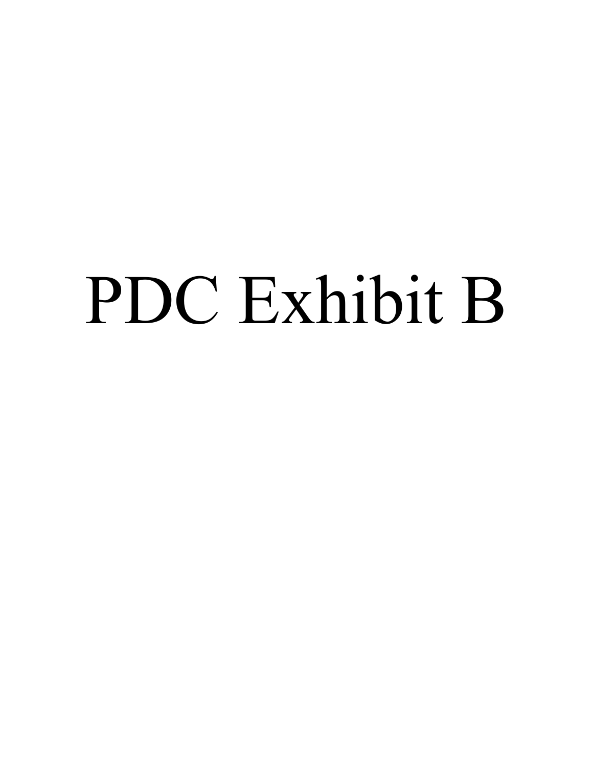# PDC Exhibit B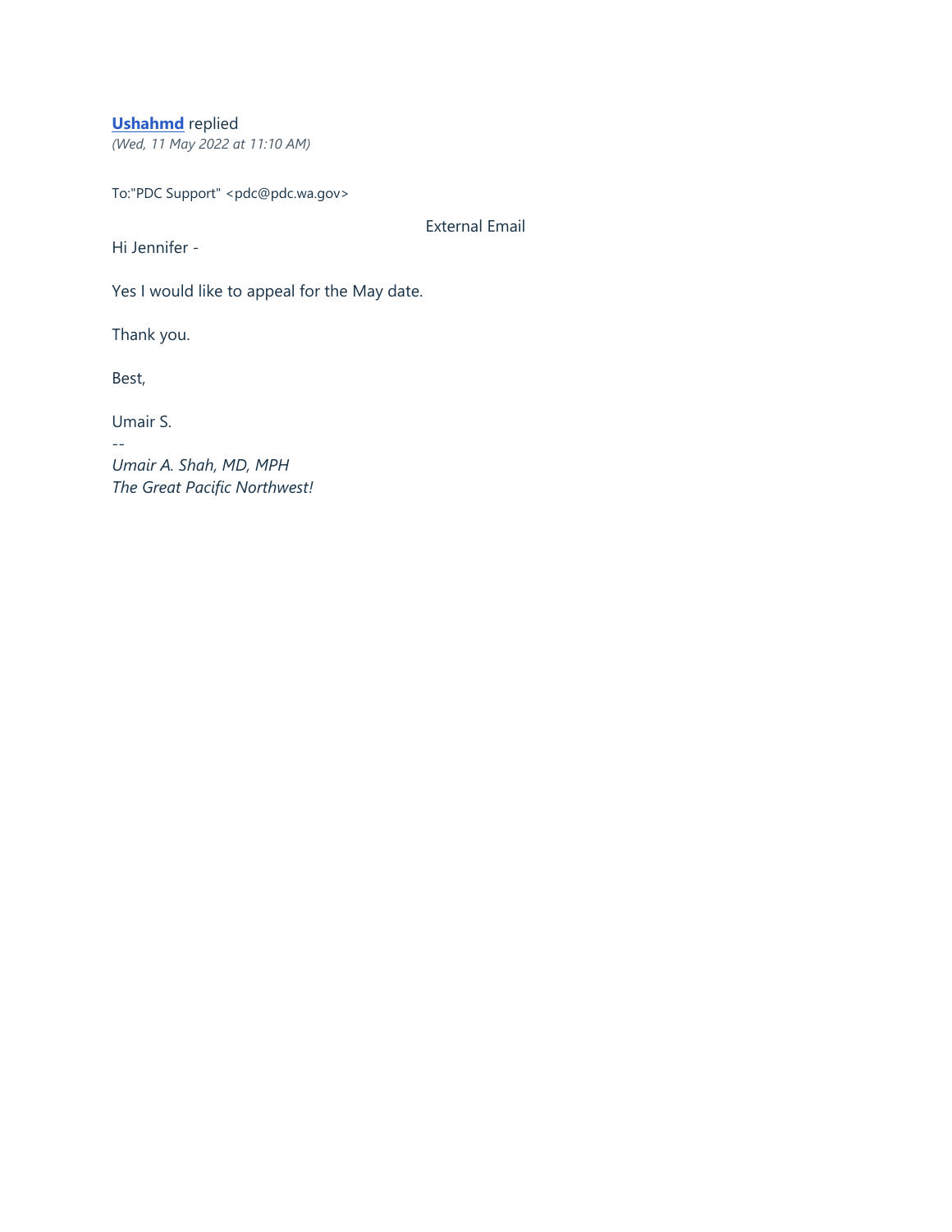**Ushahmd** replied
*(Wed, 11 May 2022 at 11:10 AM)*

To:"PDC Support" <pdc@pdc.wa.gov>

External Email

Hi Jennifer -

Yes I would like to appeal for the May date.

Thank you.

Best,

Umair S.
--
*Umair A. Shah, MD, MPH*
*The Great Pacific Northwest!*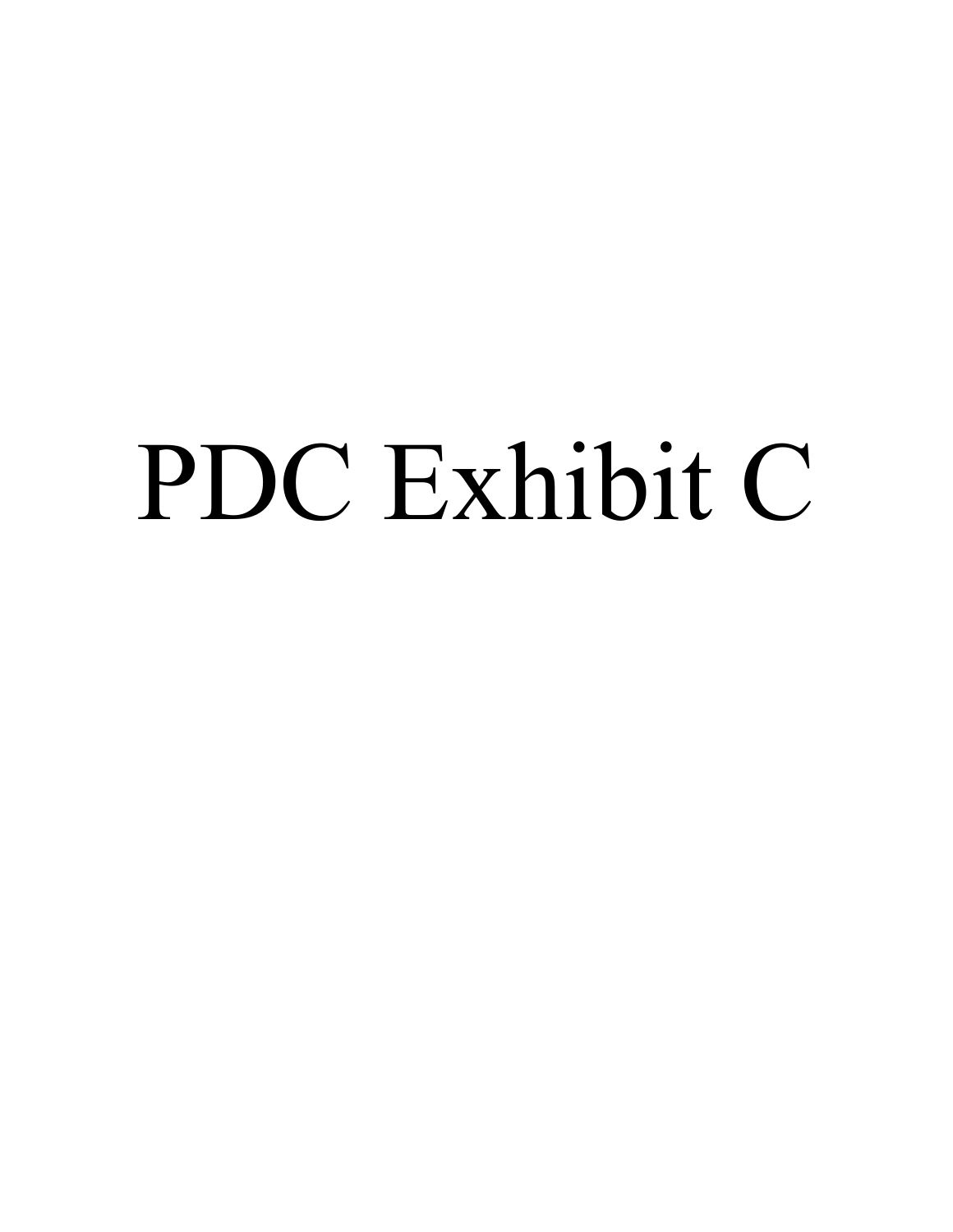# PDC Exhibit C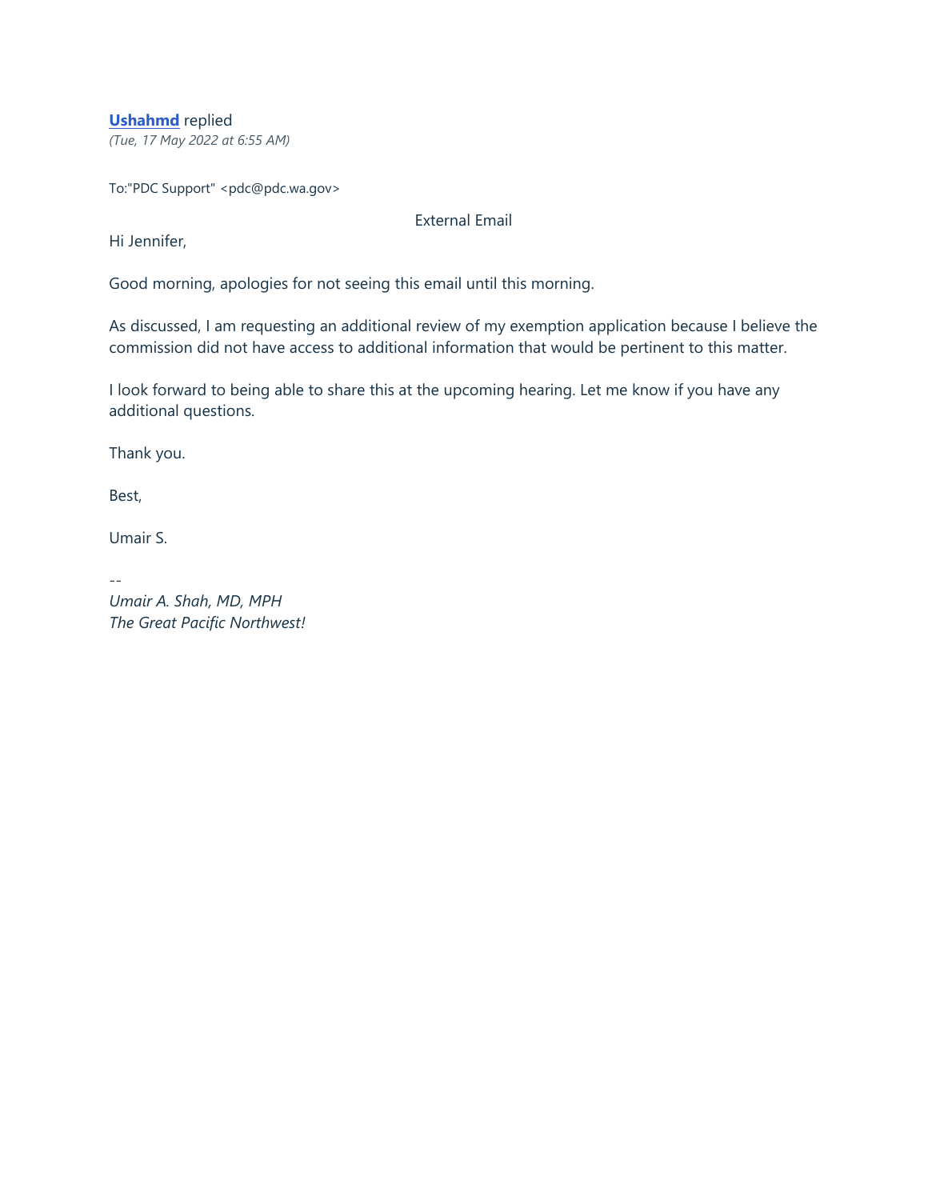**Ushahmd** replied
*(Tue, 17 May 2022 at 6:55 AM)*

To:"PDC Support" <pdc@pdc.wa.gov>

External Email

Hi Jennifer,

Good morning, apologies for not seeing this email until this morning.

As discussed, I am requesting an additional review of my exemption application because I believe the commission did not have access to additional information that would be pertinent to this matter.

I look forward to being able to share this at the upcoming hearing. Let me know if you have any additional questions.

Thank you.

Best,

Umair S.

--
*Umair A. Shah, MD, MPH*
*The Great Pacific Northwest!*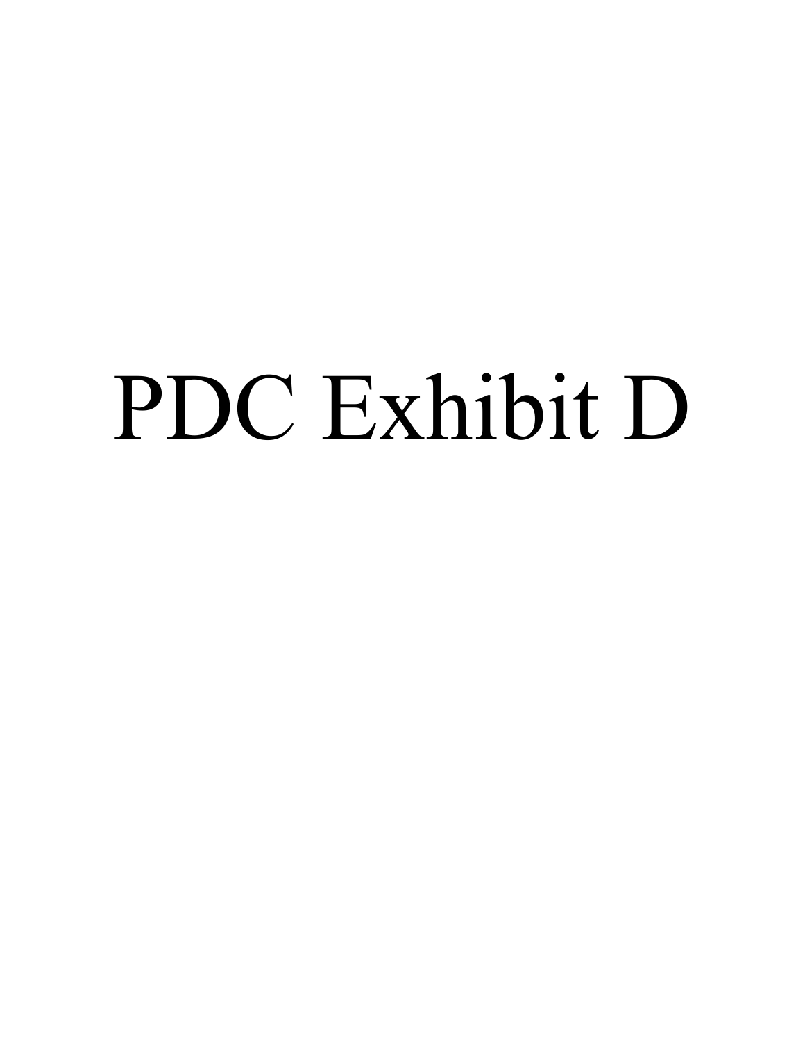# PDC Exhibit D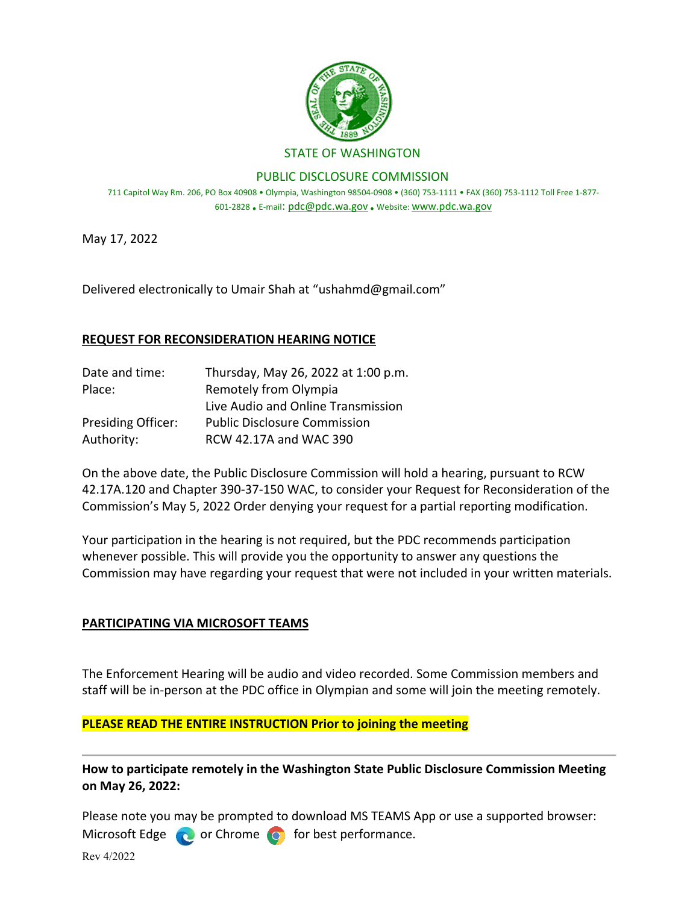STATE OF WASHINGTON

PUBLIC DISCLOSURE COMMISSION

711 Capitol Way Rm. 206, PO Box 40908 • Olympia, Washington 98504-0908 • (360) 753-1111 • FAX (360) 753-1112 Toll Free 1-877-601-2828 • E-mail: pdc@pdc.wa.gov • Website: www.pdc.wa.gov

May 17, 2022

Delivered electronically to Umair Shah at "ushahmd@gmail.com"

## REQUEST FOR RECONSIDERATION HEARING NOTICE

| | |
|---|---|
| Date and time: | Thursday, May 26, 2022 at 1:00 p.m. |
| Place: | Remotely from Olympia<br>Live Audio and Online Transmission |
| Presiding Officer: | Public Disclosure Commission |
| Authority: | RCW 42.17A and WAC 390 |

On the above date, the Public Disclosure Commission will hold a hearing, pursuant to RCW 42.17A.120 and Chapter 390-37-150 WAC, to consider your Request for Reconsideration of the Commission's May 5, 2022 Order denying your request for a partial reporting modification.

Your participation in the hearing is not required, but the PDC recommends participation whenever possible. This will provide you the opportunity to answer any questions the Commission may have regarding your request that were not included in your written materials.

## PARTICIPATING VIA MICROSOFT TEAMS

The Enforcement Hearing will be audio and video recorded. Some Commission members and staff will be in-person at the PDC office in Olympian and some will join the meeting remotely.

**PLEASE READ THE ENTIRE INSTRUCTION Prior to joining the meeting**

---

**How to participate remotely in the Washington State Public Disclosure Commission Meeting on May 26, 2022:**

Please note you may be prompted to download MS TEAMS App or use a supported browser: Microsoft Edge or Chrome for best performance.

Rev 4/2022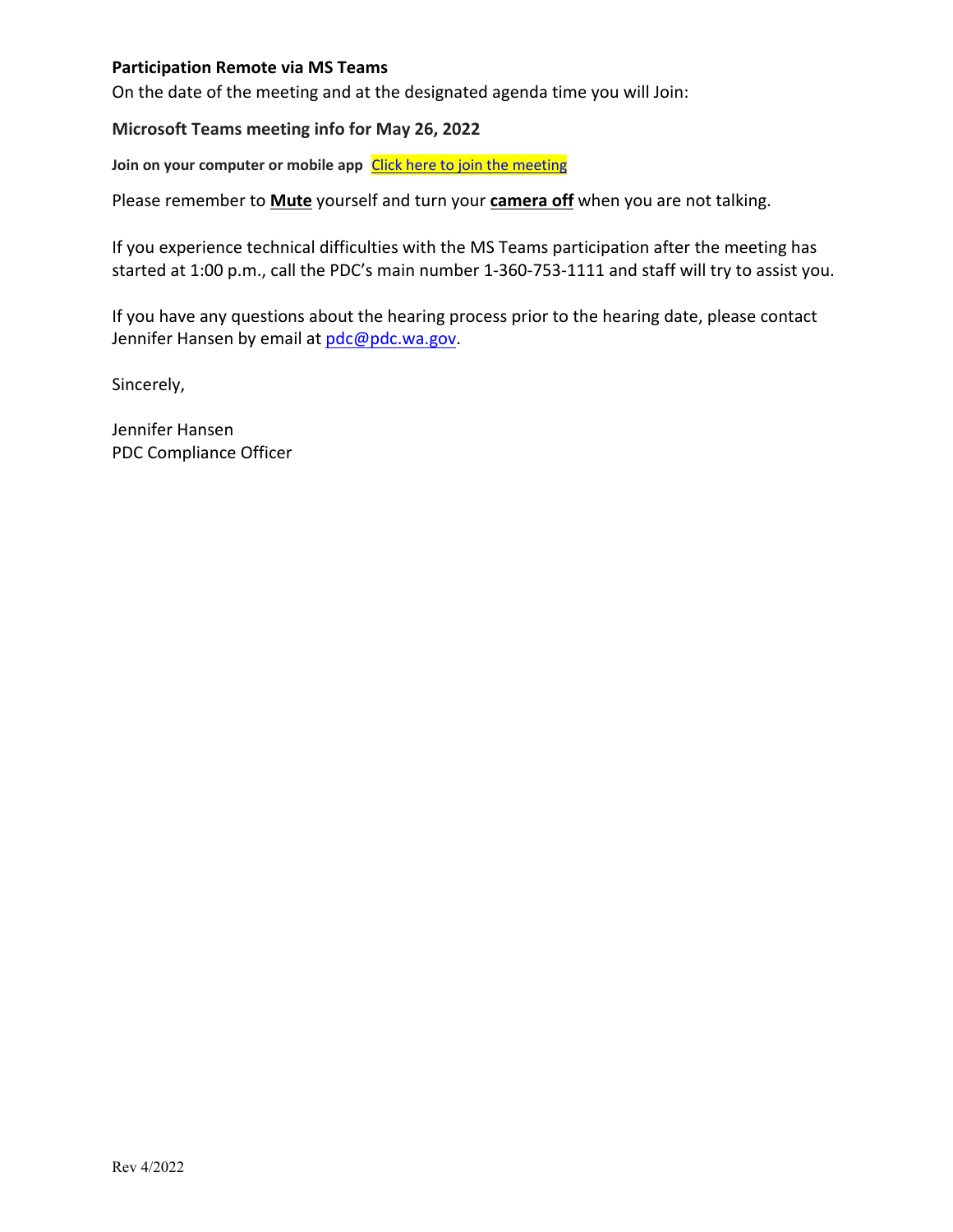**Participation Remote via MS Teams**

On the date of the meeting and at the designated agenda time you will Join:

**Microsoft Teams meeting info for May 26, 2022**

**Join on your computer or mobile app** Click here to join the meeting

Please remember to **Mute** yourself and turn your **camera off** when you are not talking.

If you experience technical difficulties with the MS Teams participation after the meeting has started at 1:00 p.m., call the PDC's main number 1-360-753-1111 and staff will try to assist you.

If you have any questions about the hearing process prior to the hearing date, please contact Jennifer Hansen by email at pdc@pdc.wa.gov.

Sincerely,

Jennifer Hansen
PDC Compliance Officer

Rev 4/2022